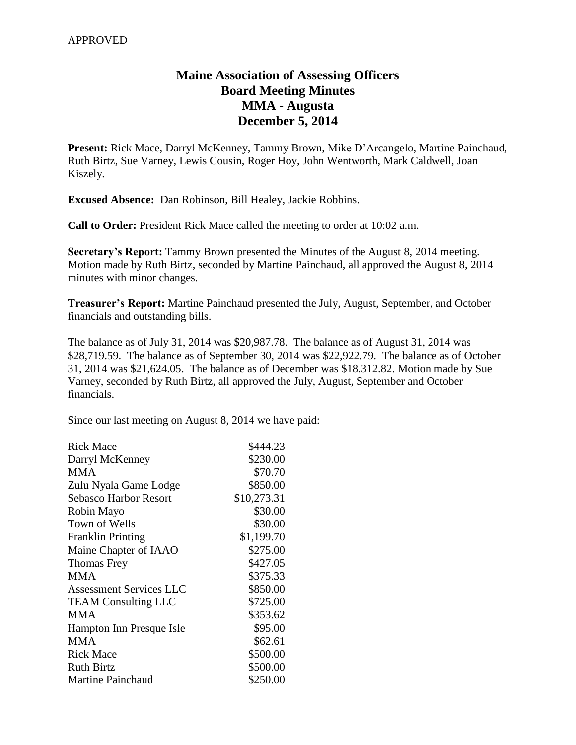APPROVED

# Maine Association of Assessing Officers
## Board Meeting Minutes
## MMA - Augusta
## December 5, 2014

**Present:** Rick Mace, Darryl McKenney, Tammy Brown, Mike D'Arcangelo, Martine Painchaud, Ruth Birtz, Sue Varney, Lewis Cousin, Roger Hoy, John Wentworth, Mark Caldwell, Joan Kiszely.

**Excused Absence:** Dan Robinson, Bill Healey, Jackie Robbins.

**Call to Order:** President Rick Mace called the meeting to order at 10:02 a.m.

**Secretary's Report:** Tammy Brown presented the Minutes of the August 8, 2014 meeting. Motion made by Ruth Birtz, seconded by Martine Painchaud, all approved the August 8, 2014 minutes with minor changes.

**Treasurer's Report:** Martine Painchaud presented the July, August, September, and October financials and outstanding bills.

The balance as of July 31, 2014 was $20,987.78. The balance as of August 31, 2014 was $28,719.59. The balance as of September 30, 2014 was $22,922.79. The balance as of October 31, 2014 was $21,624.05. The balance as of December was $18,312.82. Motion made by Sue Varney, seconded by Ruth Birtz, all approved the July, August, September and October financials.

Since our last meeting on August 8, 2014 we have paid:

| | |
|---|---:|
| Rick Mace | $444.23 |
| Darryl McKenney | $230.00 |
| MMA | $70.70 |
| Zulu Nyala Game Lodge | $850.00 |
| Sebasco Harbor Resort | $10,273.31 |
| Robin Mayo | $30.00 |
| Town of Wells | $30.00 |
| Franklin Printing | $1,199.70 |
| Maine Chapter of IAAO | $275.00 |
| Thomas Frey | $427.05 |
| MMA | $375.33 |
| Assessment Services LLC | $850.00 |
| TEAM Consulting LLC | $725.00 |
| MMA | $353.62 |
| Hampton Inn Presque Isle | $95.00 |
| MMA | $62.61 |
| Rick Mace | $500.00 |
| Ruth Birtz | $500.00 |
| Martine Painchaud | $250.00 |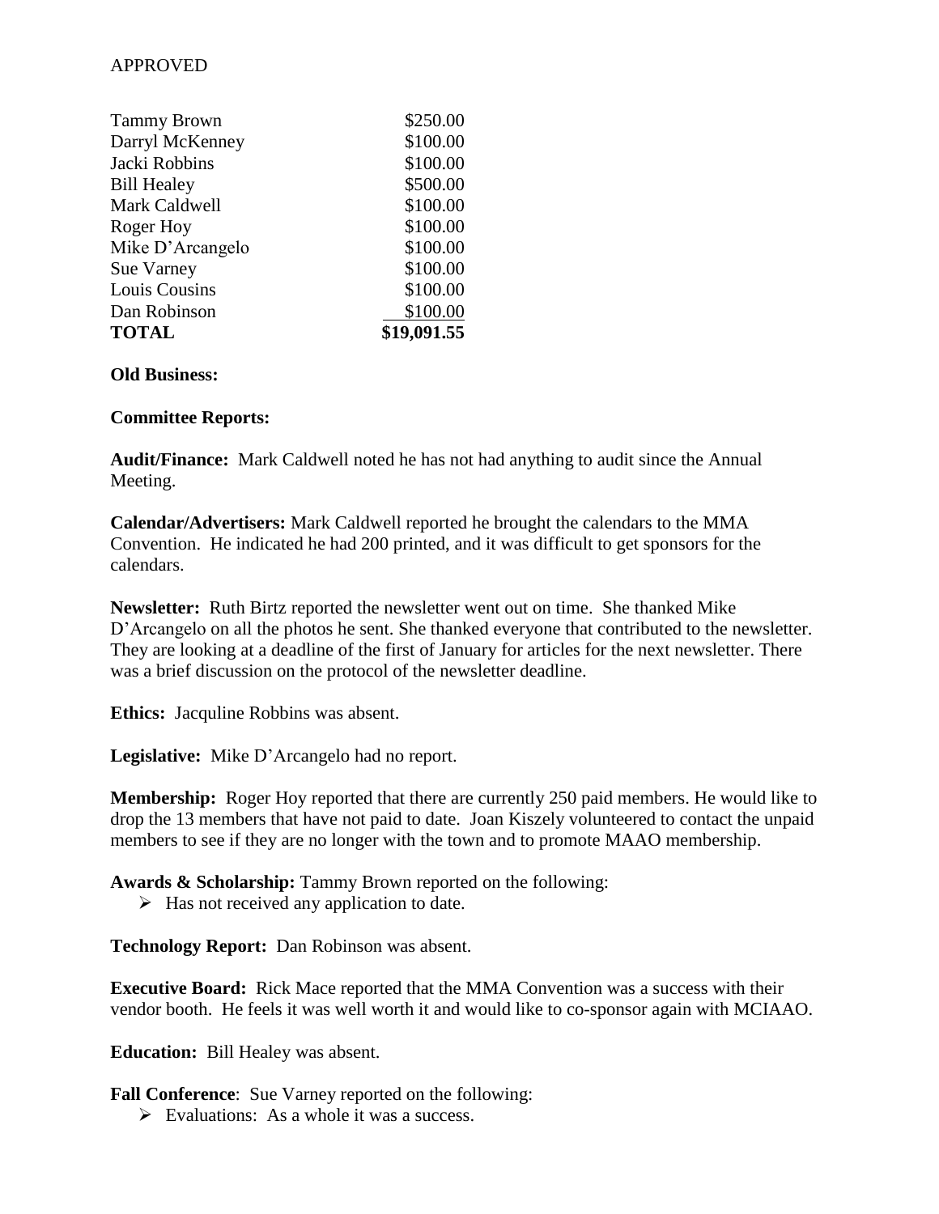APPROVED

| | |
|---|---|
| Tammy Brown | \$250.00 |
| Darryl McKenney | \$100.00 |
| Jacki Robbins | \$100.00 |
| Bill Healey | \$500.00 |
| Mark Caldwell | \$100.00 |
| Roger Hoy | \$100.00 |
| Mike D'Arcangelo | \$100.00 |
| Sue Varney | \$100.00 |
| Louis Cousins | \$100.00 |
| Dan Robinson | \$100.00 |
| **TOTAL** | **\$19,091.55** |

**Old Business:**

**Committee Reports:**

**Audit/Finance:** Mark Caldwell noted he has not had anything to audit since the Annual Meeting.

**Calendar/Advertisers:** Mark Caldwell reported he brought the calendars to the MMA Convention. He indicated he had 200 printed, and it was difficult to get sponsors for the calendars.

**Newsletter:** Ruth Birtz reported the newsletter went out on time. She thanked Mike D'Arcangelo on all the photos he sent. She thanked everyone that contributed to the newsletter. They are looking at a deadline of the first of January for articles for the next newsletter. There was a brief discussion on the protocol of the newsletter deadline.

**Ethics:** Jacquline Robbins was absent.

**Legislative:** Mike D'Arcangelo had no report.

**Membership:** Roger Hoy reported that there are currently 250 paid members. He would like to drop the 13 members that have not paid to date. Joan Kiszely volunteered to contact the unpaid members to see if they are no longer with the town and to promote MAAO membership.

**Awards & Scholarship:** Tammy Brown reported on the following:

- Has not received any application to date.

**Technology Report:** Dan Robinson was absent.

**Executive Board:** Rick Mace reported that the MMA Convention was a success with their vendor booth. He feels it was well worth it and would like to co-sponsor again with MCIAAO.

**Education:** Bill Healey was absent.

**Fall Conference**: Sue Varney reported on the following:

- Evaluations: As a whole it was a success.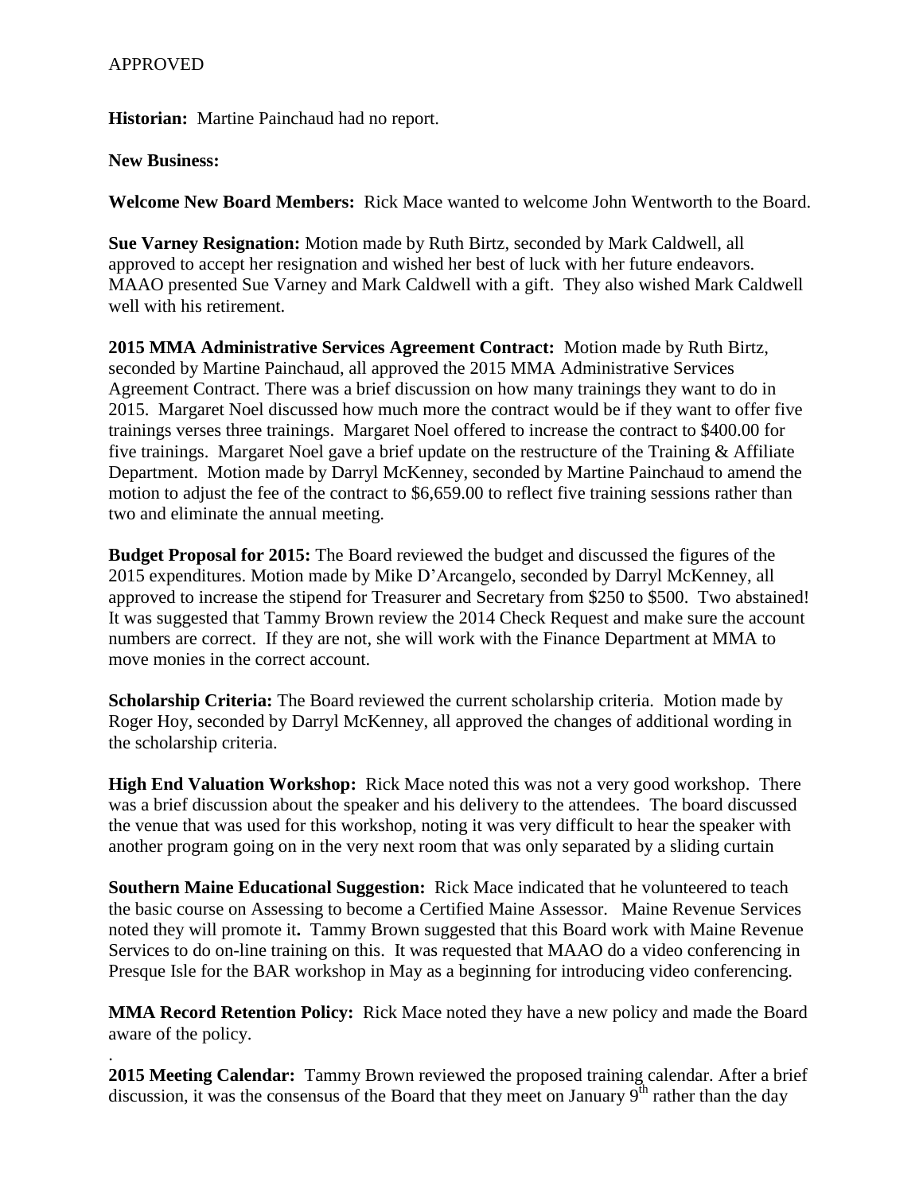APPROVED

**Historian:** Martine Painchaud had no report.

**New Business:**

**Welcome New Board Members:** Rick Mace wanted to welcome John Wentworth to the Board.

**Sue Varney Resignation:** Motion made by Ruth Birtz, seconded by Mark Caldwell, all approved to accept her resignation and wished her best of luck with her future endeavors. MAAO presented Sue Varney and Mark Caldwell with a gift. They also wished Mark Caldwell well with his retirement.

**2015 MMA Administrative Services Agreement Contract:** Motion made by Ruth Birtz, seconded by Martine Painchaud, all approved the 2015 MMA Administrative Services Agreement Contract. There was a brief discussion on how many trainings they want to do in 2015. Margaret Noel discussed how much more the contract would be if they want to offer five trainings verses three trainings. Margaret Noel offered to increase the contract to $400.00 for five trainings. Margaret Noel gave a brief update on the restructure of the Training & Affiliate Department. Motion made by Darryl McKenney, seconded by Martine Painchaud to amend the motion to adjust the fee of the contract to $6,659.00 to reflect five training sessions rather than two and eliminate the annual meeting.

**Budget Proposal for 2015:** The Board reviewed the budget and discussed the figures of the 2015 expenditures. Motion made by Mike D'Arcangelo, seconded by Darryl McKenney, all approved to increase the stipend for Treasurer and Secretary from $250 to $500. Two abstained! It was suggested that Tammy Brown review the 2014 Check Request and make sure the account numbers are correct. If they are not, she will work with the Finance Department at MMA to move monies in the correct account.

**Scholarship Criteria:** The Board reviewed the current scholarship criteria. Motion made by Roger Hoy, seconded by Darryl McKenney, all approved the changes of additional wording in the scholarship criteria.

**High End Valuation Workshop:** Rick Mace noted this was not a very good workshop. There was a brief discussion about the speaker and his delivery to the attendees. The board discussed the venue that was used for this workshop, noting it was very difficult to hear the speaker with another program going on in the very next room that was only separated by a sliding curtain

**Southern Maine Educational Suggestion:** Rick Mace indicated that he volunteered to teach the basic course on Assessing to become a Certified Maine Assessor. Maine Revenue Services noted they will promote it**.** Tammy Brown suggested that this Board work with Maine Revenue Services to do on-line training on this. It was requested that MAAO do a video conferencing in Presque Isle for the BAR workshop in May as a beginning for introducing video conferencing.

**MMA Record Retention Policy:** Rick Mace noted they have a new policy and made the Board aware of the policy.

.

**2015 Meeting Calendar:** Tammy Brown reviewed the proposed training calendar. After a brief discussion, it was the consensus of the Board that they meet on January 9th rather than the day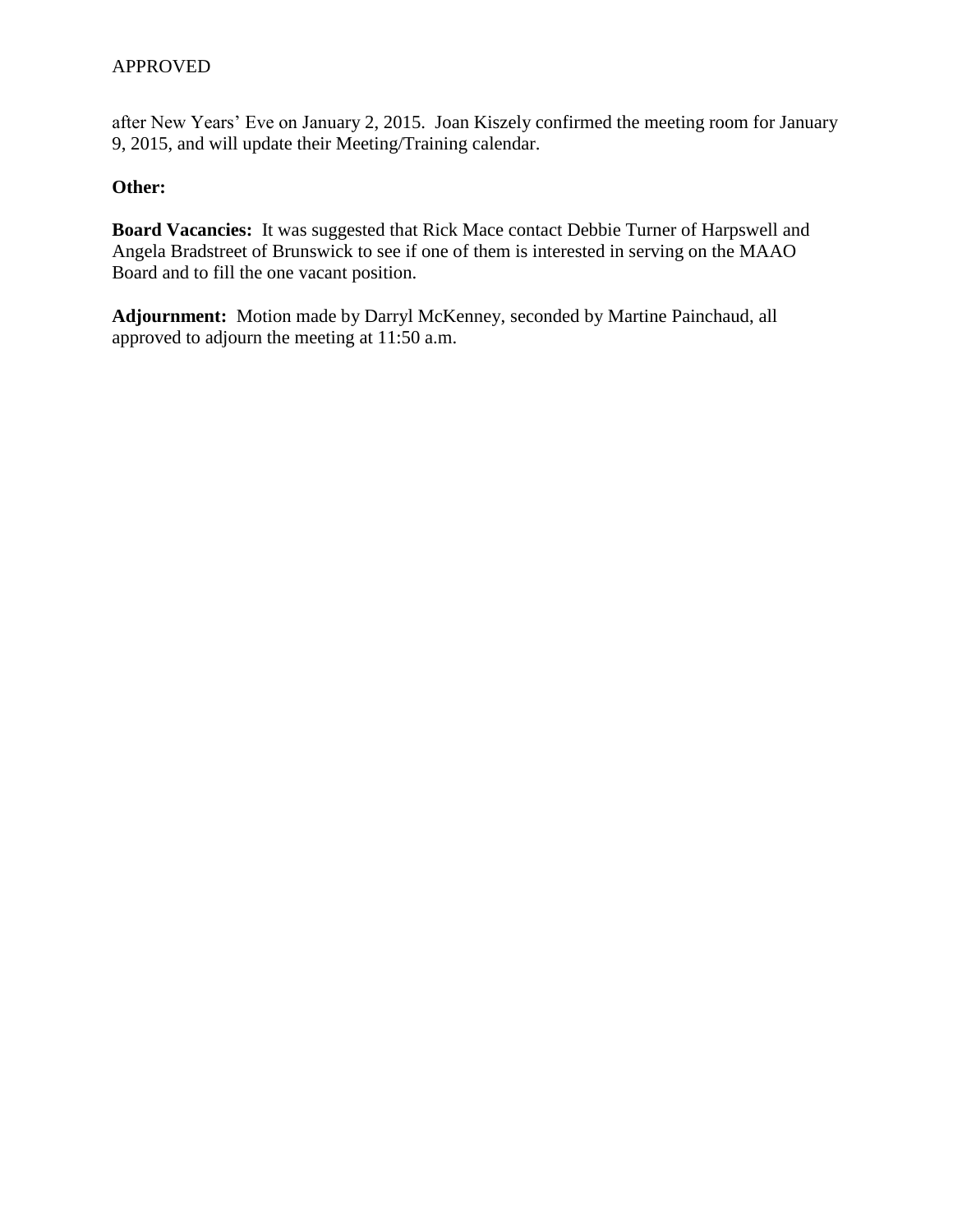APPROVED

after New Years' Eve on January 2, 2015. Joan Kiszely confirmed the meeting room for January 9, 2015, and will update their Meeting/Training calendar.

**Other:**

**Board Vacancies:** It was suggested that Rick Mace contact Debbie Turner of Harpswell and Angela Bradstreet of Brunswick to see if one of them is interested in serving on the MAAO Board and to fill the one vacant position.

**Adjournment:** Motion made by Darryl McKenney, seconded by Martine Painchaud, all approved to adjourn the meeting at 11:50 a.m.